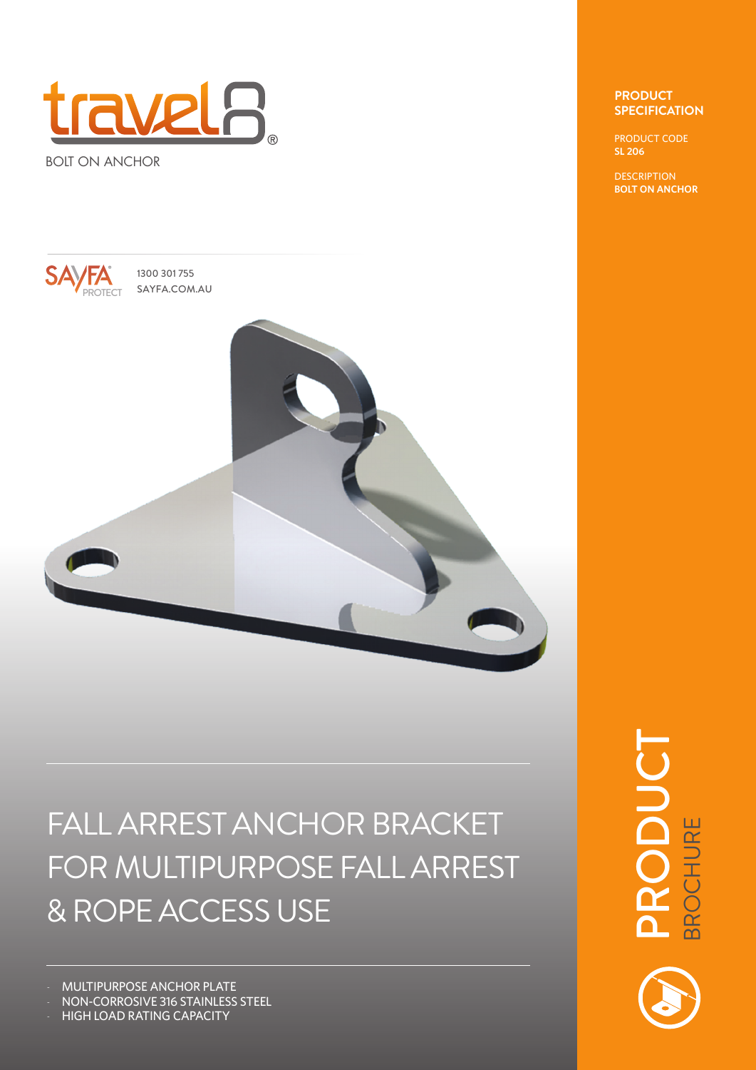# travel8®

BOLT ON ANCHOR

SAYFA® PROTECT

1300 301 755
SAYFA.COM.AU

**PRODUCT SPECIFICATION**

PRODUCT CODE
**SL 206**

DESCRIPTION
**BOLT ON ANCHOR**

## FALL ARREST ANCHOR BRACKET FOR MULTIPURPOSE FALL ARREST & ROPE ACCESS USE

- MULTIPURPOSE ANCHOR PLATE
- NON-CORROSIVE 316 STAINLESS STEEL
- HIGH LOAD RATING CAPACITY

PRODUCT BROCHURE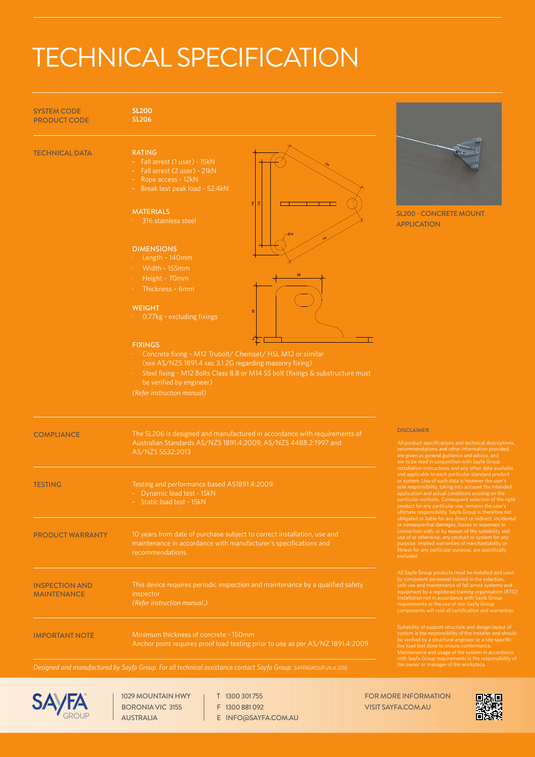# TECHNICAL SPECIFICATION

**SYSTEM CODE** — **SL200**
**PRODUCT CODE** — **SL206**

## TECHNICAL DATA

### RATING
- Fall arrest (1 user) - 15kN
- Fall arrest (2 user) - 21kN
- Rope access - 12kN
- Break test peak load - 52.4kN

### MATERIALS
- 316 stainless steel

### DIMENSIONS
- Length – 140mm
- Width – 155mm
- Height – 70mm
- Thickness – 6mm

### WEIGHT
- 0.77kg - excluding fixings

### FIXINGS
- Concrete fixing – M12 Trubolt/ Chemset/ HSL M12 or similar (see AS/NZS 1891.4 sec 3.1 2G regarding masonry fixing)
- Steel fixing - M12 Bolts Class 8.8 or M14 SS bolt (fixings & substructure must be verified by engineer)

*(Refer instruction manual)*

SL200 - CONCRETE MOUNT APPLICATION

## COMPLIANCE

The SL206 is designed and manufactured in accordance with requirements of Australian Standards AS/NZS 1891.4:2009, AS/NZS 4488.2:1997 and AS/NZS 5532:2013

## TESTING

Testing and performance based AS1891.4:2009.
- Dynamic load test - 15kN
- Static load test - 15kN

## PRODUCT WARRANTY

10 years from date of purchase subject to correct installation, use and maintenance in accordance with manufacturer's specifications and recommendations.

## INSPECTION AND MAINTENANCE

This device requires periodic inspection and maintenance by a qualified safety inspector
*(Refer instruction manual.)*

## IMPORTANT NOTE

Minimum thickness of concrete - 150mm
Anchor point requires proof load testing prior to use as per AS/NZ 1891.4:2009

*Designed and manufactured by Sayfa Group. For all technical assistance contact Sayfa Group. SAYFAGROUP-26.6.2015*

### DISCLAIMER

All product specifications and technical descriptions, recommendations and other information provided, are given as general guidance and advice, and are to be read in conjunction with Sayfa Group installation instructions and any other data available and applicable to each particular standard product or system. Use of such data is however the user's sole responsibility, taking into account the intended application and actual conditions existing on the particular worksite. Consequent selection of the right product for any particular use, remains the user's ultimate responsibility. Sayfa Group is therefore not obligated or liable for any direct or indirect, incidental or consequential damages, losses or expenses in connection with, or by reason of the suitability and use of or otherwise, any product or system for any purpose. Implied warranties of merchantability or fitness for any particular purpose, are specifically excluded.

All Sayfa Group products must be installed and used by competent personnel trained in the selection, safe use and maintenance of fall arrest systems and equipment by a registered training organisation (RTO). Installation not in accordance with Sayfa Group requirements or the use of non Sayfa Group components will void all certification and warranties.

Suitability of support structure and design layout of system is the responsibility of the installer and should be verified by a structural engineer or a site specific live load test done to ensure conformance. Maintenance and usage of the system in accordance with Sayfa Group requirements is the responsibility of the owner or manager of the workplace.

SAYFA GROUP

1029 MOUNTAIN HWY
BORONIA VIC 3155
AUSTRALIA

T 1300 301 755
F 1300 881 092
E INFO@SAYFA.COM.AU

FOR MORE INFORMATION
VISIT SAYFA.COM.AU